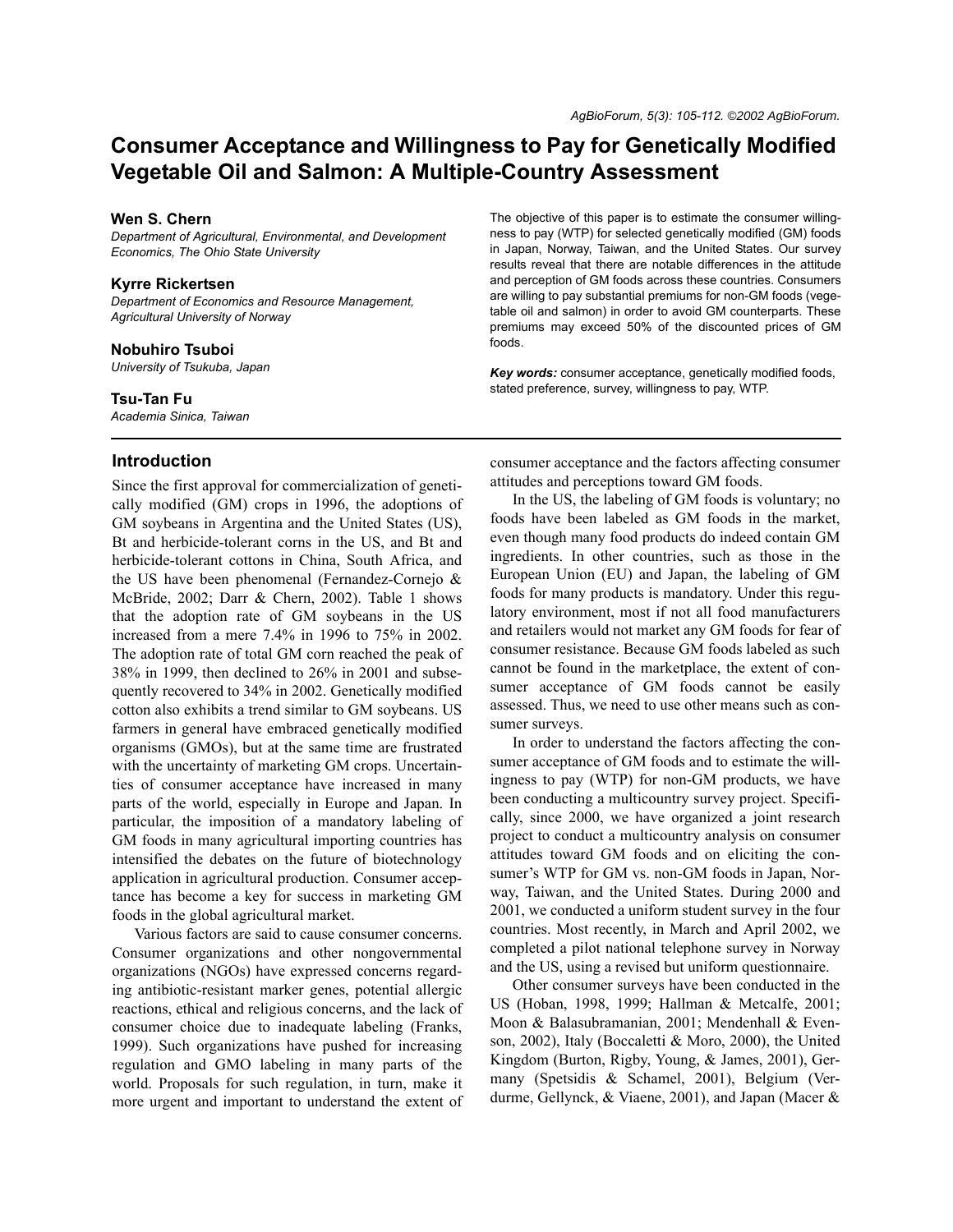# Consumer Acceptance and Willingness to Pay for Genetically Modified Vegetable Oil and Salmon: A Multiple-Country Assessment

**Wen S. Chern**
*Department of Agricultural, Environmental, and Development Economics, The Ohio State University*

**Kyrre Rickertsen**
*Department of Economics and Resource Management, Agricultural University of Norway*

**Nobuhiro Tsuboi**
*University of Tsukuba, Japan*

**Tsu-Tan Fu**
*Academia Sinica, Taiwan*

The objective of this paper is to estimate the consumer willingness to pay (WTP) for selected genetically modified (GM) foods in Japan, Norway, Taiwan, and the United States. Our survey results reveal that there are notable differences in the attitude and perception of GM foods across these countries. Consumers are willing to pay substantial premiums for non-GM foods (vegetable oil and salmon) in order to avoid GM counterparts. These premiums may exceed 50% of the discounted prices of GM foods.

***Key words:*** consumer acceptance, genetically modified foods, stated preference, survey, willingness to pay, WTP.

## Introduction

Since the first approval for commercialization of genetically modified (GM) crops in 1996, the adoptions of GM soybeans in Argentina and the United States (US), Bt and herbicide-tolerant corns in the US, and Bt and herbicide-tolerant cottons in China, South Africa, and the US have been phenomenal (Fernandez-Cornejo & McBride, 2002; Darr & Chern, 2002). Table 1 shows that the adoption rate of GM soybeans in the US increased from a mere 7.4% in 1996 to 75% in 2002. The adoption rate of total GM corn reached the peak of 38% in 1999, then declined to 26% in 2001 and subsequently recovered to 34% in 2002. Genetically modified cotton also exhibits a trend similar to GM soybeans. US farmers in general have embraced genetically modified organisms (GMOs), but at the same time are frustrated with the uncertainty of marketing GM crops. Uncertainties of consumer acceptance have increased in many parts of the world, especially in Europe and Japan. In particular, the imposition of a mandatory labeling of GM foods in many agricultural importing countries has intensified the debates on the future of biotechnology application in agricultural production. Consumer acceptance has become a key for success in marketing GM foods in the global agricultural market.

Various factors are said to cause consumer concerns. Consumer organizations and other nongovernmental organizations (NGOs) have expressed concerns regarding antibiotic-resistant marker genes, potential allergic reactions, ethical and religious concerns, and the lack of consumer choice due to inadequate labeling (Franks, 1999). Such organizations have pushed for increasing regulation and GMO labeling in many parts of the world. Proposals for such regulation, in turn, make it more urgent and important to understand the extent of consumer acceptance and the factors affecting consumer attitudes and perceptions toward GM foods.

In the US, the labeling of GM foods is voluntary; no foods have been labeled as GM foods in the market, even though many food products do indeed contain GM ingredients. In other countries, such as those in the European Union (EU) and Japan, the labeling of GM foods for many products is mandatory. Under this regulatory environment, most if not all food manufacturers and retailers would not market any GM foods for fear of consumer resistance. Because GM foods labeled as such cannot be found in the marketplace, the extent of consumer acceptance of GM foods cannot be easily assessed. Thus, we need to use other means such as consumer surveys.

In order to understand the factors affecting the consumer acceptance of GM foods and to estimate the willingness to pay (WTP) for non-GM products, we have been conducting a multicountry survey project. Specifically, since 2000, we have organized a joint research project to conduct a multicountry analysis on consumer attitudes toward GM foods and on eliciting the consumer's WTP for GM vs. non-GM foods in Japan, Norway, Taiwan, and the United States. During 2000 and 2001, we conducted a uniform student survey in the four countries. Most recently, in March and April 2002, we completed a pilot national telephone survey in Norway and the US, using a revised but uniform questionnaire.

Other consumer surveys have been conducted in the US (Hoban, 1998, 1999; Hallman & Metcalfe, 2001; Moon & Balasubramanian, 2001; Mendenhall & Evenson, 2002), Italy (Boccaletti & Moro, 2000), the United Kingdom (Burton, Rigby, Young, & James, 2001), Germany (Spetsidis & Schamel, 2001), Belgium (Verdurme, Gellynck, & Viaene, 2001), and Japan (Macer &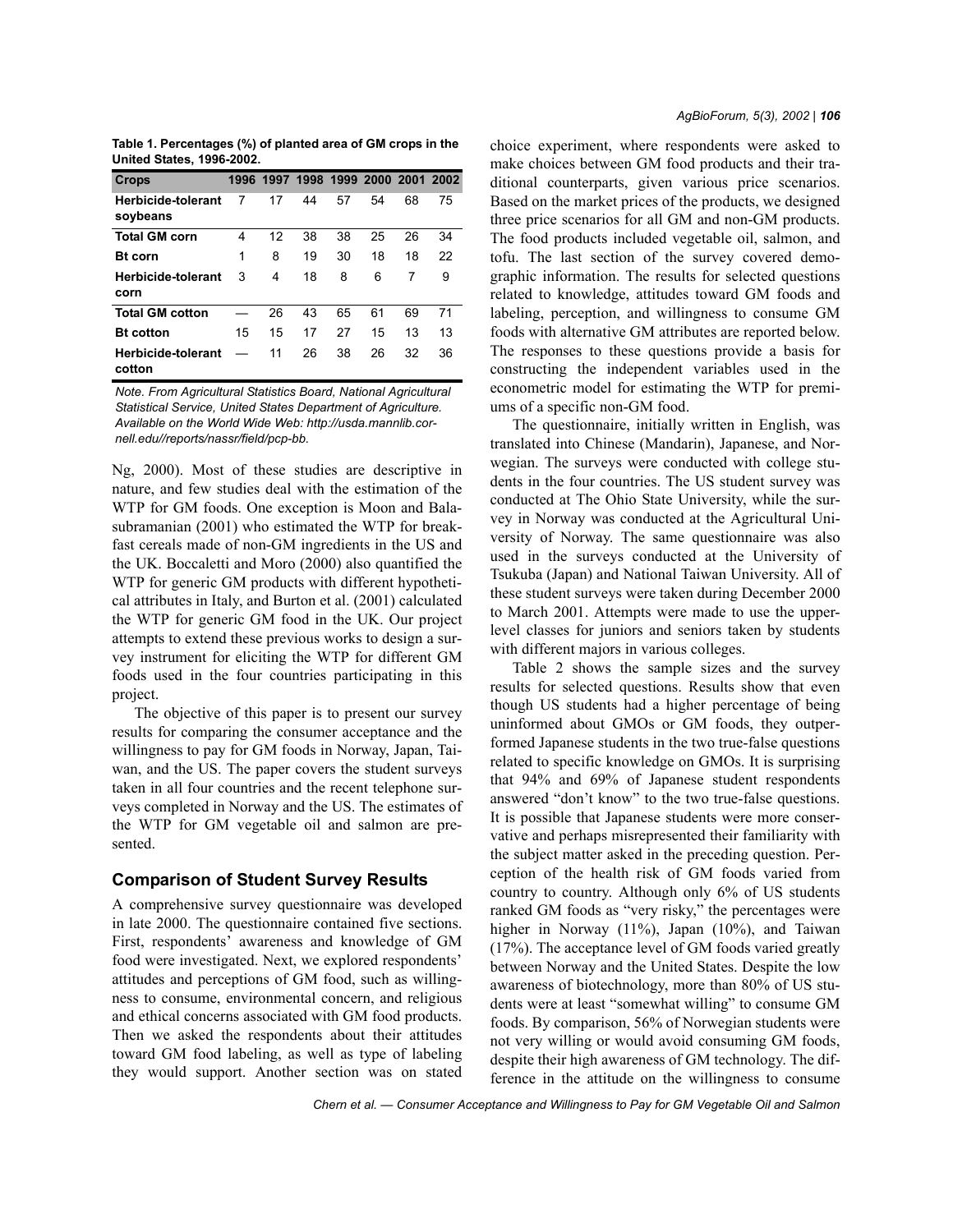**Table 1. Percentages (%) of planted area of GM crops in the United States, 1996-2002.**

| Crops | 1996 | 1997 | 1998 | 1999 | 2000 | 2001 | 2002 |
|---|---|---|---|---|---|---|---|
| **Herbicide-tolerant soybeans** | 7 | 17 | 44 | 57 | 54 | 68 | 75 |
| **Total GM corn** | 4 | 12 | 38 | 38 | 25 | 26 | 34 |
| **Bt corn** | 1 | 8 | 19 | 30 | 18 | 18 | 22 |
| **Herbicide-tolerant corn** | 3 | 4 | 18 | 8 | 6 | 7 | 9 |
| **Total GM cotton** | — | 26 | 43 | 65 | 61 | 69 | 71 |
| **Bt cotton** | 15 | 15 | 17 | 27 | 15 | 13 | 13 |
| **Herbicide-tolerant cotton** | — | 11 | 26 | 38 | 26 | 32 | 36 |

*Note. From Agricultural Statistics Board, National Agricultural Statistical Service, United States Department of Agriculture. Available on the World Wide Web: http://usda.mannlib.cornell.edu//reports/nassr/field/pcp-bb.*

Ng, 2000). Most of these studies are descriptive in nature, and few studies deal with the estimation of the WTP for GM foods. One exception is Moon and Balasubramanian (2001) who estimated the WTP for breakfast cereals made of non-GM ingredients in the US and the UK. Boccaletti and Moro (2000) also quantified the WTP for generic GM products with different hypothetical attributes in Italy, and Burton et al. (2001) calculated the WTP for generic GM food in the UK. Our project attempts to extend these previous works to design a survey instrument for eliciting the WTP for different GM foods used in the four countries participating in this project.

The objective of this paper is to present our survey results for comparing the consumer acceptance and the willingness to pay for GM foods in Norway, Japan, Taiwan, and the US. The paper covers the student surveys taken in all four countries and the recent telephone surveys completed in Norway and the US. The estimates of the WTP for GM vegetable oil and salmon are presented.

## Comparison of Student Survey Results

A comprehensive survey questionnaire was developed in late 2000. The questionnaire contained five sections. First, respondents' awareness and knowledge of GM food were investigated. Next, we explored respondents' attitudes and perceptions of GM food, such as willingness to consume, environmental concern, and religious and ethical concerns associated with GM food products. Then we asked the respondents about their attitudes toward GM food labeling, as well as type of labeling they would support. Another section was on stated choice experiment, where respondents were asked to make choices between GM food products and their traditional counterparts, given various price scenarios. Based on the market prices of the products, we designed three price scenarios for all GM and non-GM products. The food products included vegetable oil, salmon, and tofu. The last section of the survey covered demographic information. The results for selected questions related to knowledge, attitudes toward GM foods and labeling, perception, and willingness to consume GM foods with alternative GM attributes are reported below. The responses to these questions provide a basis for constructing the independent variables used in the econometric model for estimating the WTP for premiums of a specific non-GM food.

The questionnaire, initially written in English, was translated into Chinese (Mandarin), Japanese, and Norwegian. The surveys were conducted with college students in the four countries. The US student survey was conducted at The Ohio State University, while the survey in Norway was conducted at the Agricultural University of Norway. The same questionnaire was also used in the surveys conducted at the University of Tsukuba (Japan) and National Taiwan University. All of these student surveys were taken during December 2000 to March 2001. Attempts were made to use the upper-level classes for juniors and seniors taken by students with different majors in various colleges.

Table 2 shows the sample sizes and the survey results for selected questions. Results show that even though US students had a higher percentage of being uninformed about GMOs or GM foods, they outperformed Japanese students in the two true-false questions related to specific knowledge on GMOs. It is surprising that 94% and 69% of Japanese student respondents answered "don't know" to the two true-false questions. It is possible that Japanese students were more conservative and perhaps misrepresented their familiarity with the subject matter asked in the preceding question. Perception of the health risk of GM foods varied from country to country. Although only 6% of US students ranked GM foods as "very risky," the percentages were higher in Norway (11%), Japan (10%), and Taiwan (17%). The acceptance level of GM foods varied greatly between Norway and the United States. Despite the low awareness of biotechnology, more than 80% of US students were at least "somewhat willing" to consume GM foods. By comparison, 56% of Norwegian students were not very willing or would avoid consuming GM foods, despite their high awareness of GM technology. The difference in the attitude on the willingness to consume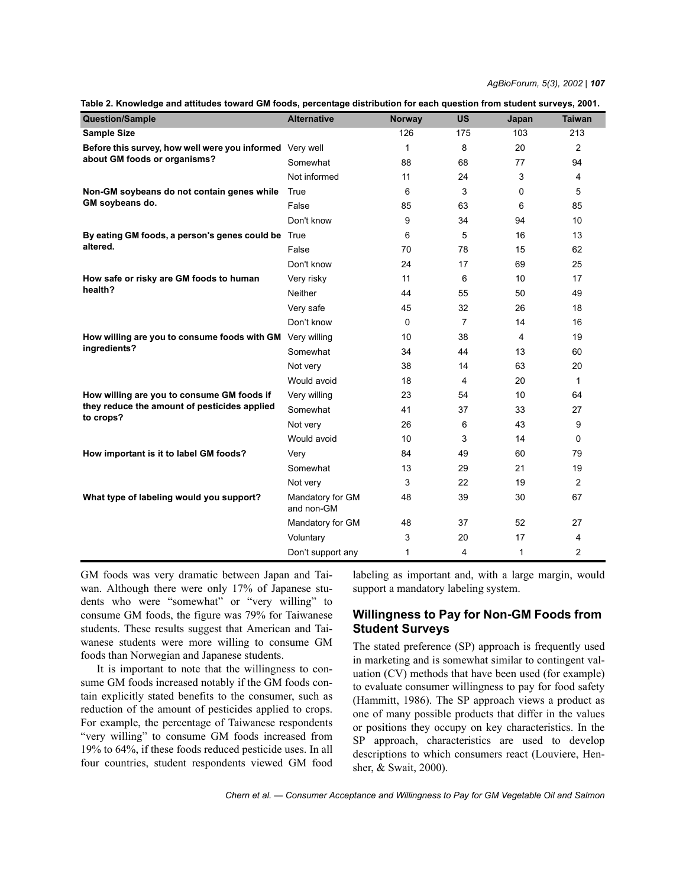**Table 2. Knowledge and attitudes toward GM foods, percentage distribution for each question from student surveys, 2001.**

| Question/Sample | Alternative | Norway | US | Japan | Taiwan |
|---|---|---|---|---|---|
| **Sample Size** | | 126 | 175 | 103 | 213 |
| **Before this survey, how well were you informed about GM foods or organisms?** | Very well | 1 | 8 | 20 | 2 |
| | Somewhat | 88 | 68 | 77 | 94 |
| | Not informed | 11 | 24 | 3 | 4 |
| **Non-GM soybeans do not contain genes while GM soybeans do.** | True | 6 | 3 | 0 | 5 |
| | False | 85 | 63 | 6 | 85 |
| | Don't know | 9 | 34 | 94 | 10 |
| **By eating GM foods, a person's genes could be altered.** | True | 6 | 5 | 16 | 13 |
| | False | 70 | 78 | 15 | 62 |
| | Don't know | 24 | 17 | 69 | 25 |
| **How safe or risky are GM foods to human health?** | Very risky | 11 | 6 | 10 | 17 |
| | Neither | 44 | 55 | 50 | 49 |
| | Very safe | 45 | 32 | 26 | 18 |
| | Don't know | 0 | 7 | 14 | 16 |
| **How willing are you to consume foods with GM ingredients?** | Very willing | 10 | 38 | 4 | 19 |
| | Somewhat | 34 | 44 | 13 | 60 |
| | Not very | 38 | 14 | 63 | 20 |
| | Would avoid | 18 | 4 | 20 | 1 |
| **How willing are you to consume GM foods if they reduce the amount of pesticides applied to crops?** | Very willing | 23 | 54 | 10 | 64 |
| | Somewhat | 41 | 37 | 33 | 27 |
| | Not very | 26 | 6 | 43 | 9 |
| | Would avoid | 10 | 3 | 14 | 0 |
| **How important is it to label GM foods?** | Very | 84 | 49 | 60 | 79 |
| | Somewhat | 13 | 29 | 21 | 19 |
| | Not very | 3 | 22 | 19 | 2 |
| **What type of labeling would you support?** | Mandatory for GM and non-GM | 48 | 39 | 30 | 67 |
| | Mandatory for GM | 48 | 37 | 52 | 27 |
| | Voluntary | 3 | 20 | 17 | 4 |
| | Don't support any | 1 | 4 | 1 | 2 |

GM foods was very dramatic between Japan and Taiwan. Although there were only 17% of Japanese students who were "somewhat" or "very willing" to consume GM foods, the figure was 79% for Taiwanese students. These results suggest that American and Taiwanese students were more willing to consume GM foods than Norwegian and Japanese students.

It is important to note that the willingness to consume GM foods increased notably if the GM foods contain explicitly stated benefits to the consumer, such as reduction of the amount of pesticides applied to crops. For example, the percentage of Taiwanese respondents "very willing" to consume GM foods increased from 19% to 64%, if these foods reduced pesticide uses. In all four countries, student respondents viewed GM food labeling as important and, with a large margin, would support a mandatory labeling system.

## Willingness to Pay for Non-GM Foods from Student Surveys

The stated preference (SP) approach is frequently used in marketing and is somewhat similar to contingent valuation (CV) methods that have been used (for example) to evaluate consumer willingness to pay for food safety (Hammitt, 1986). The SP approach views a product as one of many possible products that differ in the values or positions they occupy on key characteristics. In the SP approach, characteristics are used to develop descriptions to which consumers react (Louviere, Hensher, & Swait, 2000).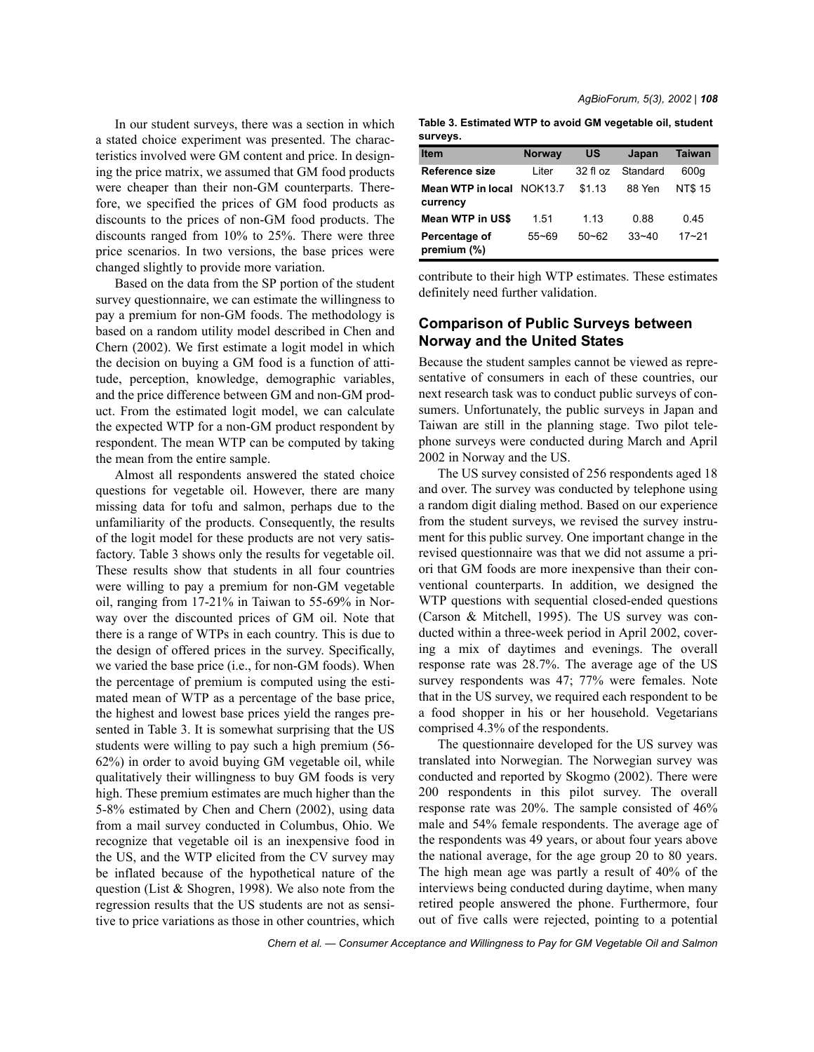In our student surveys, there was a section in which a stated choice experiment was presented. The characteristics involved were GM content and price. In designing the price matrix, we assumed that GM food products were cheaper than their non-GM counterparts. Therefore, we specified the prices of GM food products as discounts to the prices of non-GM food products. The discounts ranged from 10% to 25%. There were three price scenarios. In two versions, the base prices were changed slightly to provide more variation.

Based on the data from the SP portion of the student survey questionnaire, we can estimate the willingness to pay a premium for non-GM foods. The methodology is based on a random utility model described in Chen and Chern (2002). We first estimate a logit model in which the decision on buying a GM food is a function of attitude, perception, knowledge, demographic variables, and the price difference between GM and non-GM product. From the estimated logit model, we can calculate the expected WTP for a non-GM product respondent by respondent. The mean WTP can be computed by taking the mean from the entire sample.

Almost all respondents answered the stated choice questions for vegetable oil. However, there are many missing data for tofu and salmon, perhaps due to the unfamiliarity of the products. Consequently, the results of the logit model for these products are not very satisfactory. Table 3 shows only the results for vegetable oil. These results show that students in all four countries were willing to pay a premium for non-GM vegetable oil, ranging from 17-21% in Taiwan to 55-69% in Norway over the discounted prices of GM oil. Note that there is a range of WTPs in each country. This is due to the design of offered prices in the survey. Specifically, we varied the base price (i.e., for non-GM foods). When the percentage of premium is computed using the estimated mean of WTP as a percentage of the base price, the highest and lowest base prices yield the ranges presented in Table 3. It is somewhat surprising that the US students were willing to pay such a high premium (56-62%) in order to avoid buying GM vegetable oil, while qualitatively their willingness to buy GM foods is very high. These premium estimates are much higher than the 5-8% estimated by Chen and Chern (2002), using data from a mail survey conducted in Columbus, Ohio. We recognize that vegetable oil is an inexpensive food in the US, and the WTP elicited from the CV survey may be inflated because of the hypothetical nature of the question (List & Shogren, 1998). We also note from the regression results that the US students are not as sensitive to price variations as those in other countries, which contribute to their high WTP estimates. These estimates definitely need further validation.

**Table 3. Estimated WTP to avoid GM vegetable oil, student surveys.**

| Item | Norway | US | Japan | Taiwan |
|---|---|---|---|---|
| **Reference size** | Liter | 32 fl oz | Standard | 600g |
| **Mean WTP in local currency** | NOK13.7 | $1.13 | 88 Yen | NT$ 15 |
| **Mean WTP in US$** | 1.51 | 1.13 | 0.88 | 0.45 |
| **Percentage of premium (%)** | 55~69 | 50~62 | 33~40 | 17~21 |

## Comparison of Public Surveys between Norway and the United States

Because the student samples cannot be viewed as representative of consumers in each of these countries, our next research task was to conduct public surveys of consumers. Unfortunately, the public surveys in Japan and Taiwan are still in the planning stage. Two pilot telephone surveys were conducted during March and April 2002 in Norway and the US.

The US survey consisted of 256 respondents aged 18 and over. The survey was conducted by telephone using a random digit dialing method. Based on our experience from the student surveys, we revised the survey instrument for this public survey. One important change in the revised questionnaire was that we did not assume a priori that GM foods are more inexpensive than their conventional counterparts. In addition, we designed the WTP questions with sequential closed-ended questions (Carson & Mitchell, 1995). The US survey was conducted within a three-week period in April 2002, covering a mix of daytimes and evenings. The overall response rate was 28.7%. The average age of the US survey respondents was 47; 77% were females. Note that in the US survey, we required each respondent to be a food shopper in his or her household. Vegetarians comprised 4.3% of the respondents.

The questionnaire developed for the US survey was translated into Norwegian. The Norwegian survey was conducted and reported by Skogmo (2002). There were 200 respondents in this pilot survey. The overall response rate was 20%. The sample consisted of 46% male and 54% female respondents. The average age of the respondents was 49 years, or about four years above the national average, for the age group 20 to 80 years. The high mean age was partly a result of 40% of the interviews being conducted during daytime, when many retired people answered the phone. Furthermore, four out of five calls were rejected, pointing to a potential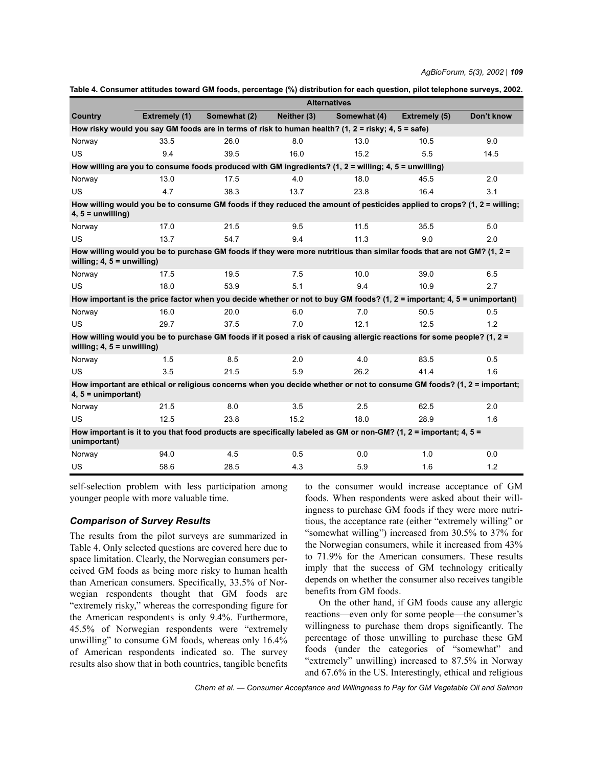**Table 4. Consumer attitudes toward GM foods, percentage (%) distribution for each question, pilot telephone surveys, 2002.**

| | Alternatives | | | | | |
|---|---|---|---|---|---|---|
| **Country** | **Extremely (1)** | **Somewhat (2)** | **Neither (3)** | **Somewhat (4)** | **Extremely (5)** | **Don't know** |
| **How risky would you say GM foods are in terms of risk to human health? (1, 2 = risky; 4, 5 = safe)** | | | | | | |
| Norway | 33.5 | 26.0 | 8.0 | 13.0 | 10.5 | 9.0 |
| US | 9.4 | 39.5 | 16.0 | 15.2 | 5.5 | 14.5 |
| **How willing are you to consume foods produced with GM ingredients? (1, 2 = willing; 4, 5 = unwilling)** | | | | | | |
| Norway | 13.0 | 17.5 | 4.0 | 18.0 | 45.5 | 2.0 |
| US | 4.7 | 38.3 | 13.7 | 23.8 | 16.4 | 3.1 |
| **How willing would you be to consume GM foods if they reduced the amount of pesticides applied to crops? (1, 2 = willing; 4, 5 = unwilling)** | | | | | | |
| Norway | 17.0 | 21.5 | 9.5 | 11.5 | 35.5 | 5.0 |
| US | 13.7 | 54.7 | 9.4 | 11.3 | 9.0 | 2.0 |
| **How willing would you be to purchase GM foods if they were more nutritious than similar foods that are not GM? (1, 2 = willing; 4, 5 = unwilling)** | | | | | | |
| Norway | 17.5 | 19.5 | 7.5 | 10.0 | 39.0 | 6.5 |
| US | 18.0 | 53.9 | 5.1 | 9.4 | 10.9 | 2.7 |
| **How important is the price factor when you decide whether or not to buy GM foods? (1, 2 = important; 4, 5 = unimportant)** | | | | | | |
| Norway | 16.0 | 20.0 | 6.0 | 7.0 | 50.5 | 0.5 |
| US | 29.7 | 37.5 | 7.0 | 12.1 | 12.5 | 1.2 |
| **How willing would you be to purchase GM foods if it posed a risk of causing allergic reactions for some people? (1, 2 = willing; 4, 5 = unwilling)** | | | | | | |
| Norway | 1.5 | 8.5 | 2.0 | 4.0 | 83.5 | 0.5 |
| US | 3.5 | 21.5 | 5.9 | 26.2 | 41.4 | 1.6 |
| **How important are ethical or religious concerns when you decide whether or not to consume GM foods? (1, 2 = important; 4, 5 = unimportant)** | | | | | | |
| Norway | 21.5 | 8.0 | 3.5 | 2.5 | 62.5 | 2.0 |
| US | 12.5 | 23.8 | 15.2 | 18.0 | 28.9 | 1.6 |
| **How important is it to you that food products are specifically labeled as GM or non-GM? (1, 2 = important; 4, 5 = unimportant)** | | | | | | |
| Norway | 94.0 | 4.5 | 0.5 | 0.0 | 1.0 | 0.0 |
| US | 58.6 | 28.5 | 4.3 | 5.9 | 1.6 | 1.2 |

self-selection problem with less participation among younger people with more valuable time.

### *Comparison of Survey Results*

The results from the pilot surveys are summarized in Table 4. Only selected questions are covered here due to space limitation. Clearly, the Norwegian consumers perceived GM foods as being more risky to human health than American consumers. Specifically, 33.5% of Norwegian respondents thought that GM foods are "extremely risky," whereas the corresponding figure for the American respondents is only 9.4%. Furthermore, 45.5% of Norwegian respondents were "extremely unwilling" to consume GM foods, whereas only 16.4% of American respondents indicated so. The survey results also show that in both countries, tangible benefits to the consumer would increase acceptance of GM foods. When respondents were asked about their willingness to purchase GM foods if they were more nutritious, the acceptance rate (either "extremely willing" or "somewhat willing") increased from 30.5% to 37% for the Norwegian consumers, while it increased from 43% to 71.9% for the American consumers. These results imply that the success of GM technology critically depends on whether the consumer also receives tangible benefits from GM foods.

On the other hand, if GM foods cause any allergic reactions—even only for some people—the consumer's willingness to purchase them drops significantly. The percentage of those unwilling to purchase these GM foods (under the categories of "somewhat" and "extremely" unwilling) increased to 87.5% in Norway and 67.6% in the US. Interestingly, ethical and religious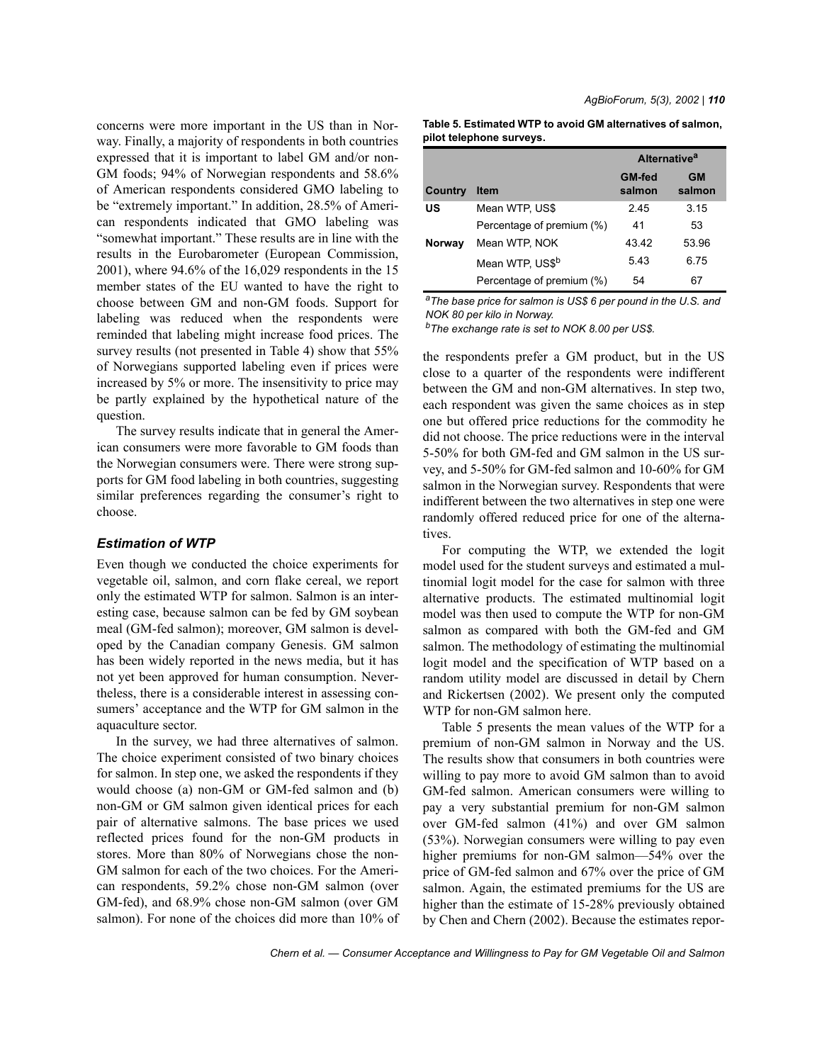concerns were more important in the US than in Norway. Finally, a majority of respondents in both countries expressed that it is important to label GM and/or non-GM foods; 94% of Norwegian respondents and 58.6% of American respondents considered GMO labeling to be "extremely important." In addition, 28.5% of American respondents indicated that GMO labeling was "somewhat important." These results are in line with the results in the Eurobarometer (European Commission, 2001), where 94.6% of the 16,029 respondents in the 15 member states of the EU wanted to have the right to choose between GM and non-GM foods. Support for labeling was reduced when the respondents were reminded that labeling might increase food prices. The survey results (not presented in Table 4) show that 55% of Norwegians supported labeling even if prices were increased by 5% or more. The insensitivity to price may be partly explained by the hypothetical nature of the question.

The survey results indicate that in general the American consumers were more favorable to GM foods than the Norwegian consumers were. There were strong supports for GM food labeling in both countries, suggesting similar preferences regarding the consumer's right to choose.

### *Estimation of WTP*

Even though we conducted the choice experiments for vegetable oil, salmon, and corn flake cereal, we report only the estimated WTP for salmon. Salmon is an interesting case, because salmon can be fed by GM soybean meal (GM-fed salmon); moreover, GM salmon is developed by the Canadian company Genesis. GM salmon has been widely reported in the news media, but it has not yet been approved for human consumption. Nevertheless, there is a considerable interest in assessing consumers' acceptance and the WTP for GM salmon in the aquaculture sector.

In the survey, we had three alternatives of salmon. The choice experiment consisted of two binary choices for salmon. In step one, we asked the respondents if they would choose (a) non-GM or GM-fed salmon and (b) non-GM or GM salmon given identical prices for each pair of alternative salmons. The base prices we used reflected prices found for the non-GM products in stores. More than 80% of Norwegians chose the non-GM salmon for each of the two choices. For the American respondents, 59.2% chose non-GM salmon (over GM-fed), and 68.9% chose non-GM salmon (over GM salmon). For none of the choices did more than 10% of the respondents prefer a GM product, but in the US close to a quarter of the respondents were indifferent between the GM and non-GM alternatives. In step two, each respondent was given the same choices as in step one but offered price reductions for the commodity he did not choose. The price reductions were in the interval 5-50% for both GM-fed and GM salmon in the US survey, and 5-50% for GM-fed salmon and 10-60% for GM salmon in the Norwegian survey. Respondents that were indifferent between the two alternatives in step one were randomly offered reduced price for one of the alternatives.

For computing the WTP, we extended the logit model used for the student surveys and estimated a multinomial logit model for the case for salmon with three alternative products. The estimated multinomial logit model was then used to compute the WTP for non-GM salmon as compared with both the GM-fed and GM salmon. The methodology of estimating the multinomial logit model and the specification of WTP based on a random utility model are discussed in detail by Chern and Rickertsen (2002). We present only the computed WTP for non-GM salmon here.

Table 5 presents the mean values of the WTP for a premium of non-GM salmon in Norway and the US. The results show that consumers in both countries were willing to pay more to avoid GM salmon than to avoid GM-fed salmon. American consumers were willing to pay a very substantial premium for non-GM salmon over GM-fed salmon (41%) and over GM salmon (53%). Norwegian consumers were willing to pay even higher premiums for non-GM salmon—54% over the price of GM-fed salmon and 67% over the price of GM salmon. Again, the estimated premiums for the US are higher than the estimate of 15-28% previously obtained by Chen and Chern (2002). Because the estimates repor-

**Table 5. Estimated WTP to avoid GM alternatives of salmon, pilot telephone surveys.**

| | | Alternative[a] | |
|---|---|---|---|
| **Country** | **Item** | **GM-fed salmon** | **GM salmon** |
| **US** | Mean WTP, US$ | 2.45 | 3.15 |
| | Percentage of premium (%) | 41 | 53 |
| **Norway** | Mean WTP, NOK | 43.42 | 53.96 |
| | Mean WTP, US$[b] | 5.43 | 6.75 |
| | Percentage of premium (%) | 54 | 67 |

[a]*The base price for salmon is US$ 6 per pound in the U.S. and NOK 80 per kilo in Norway.*

[b]*The exchange rate is set to NOK 8.00 per US$.*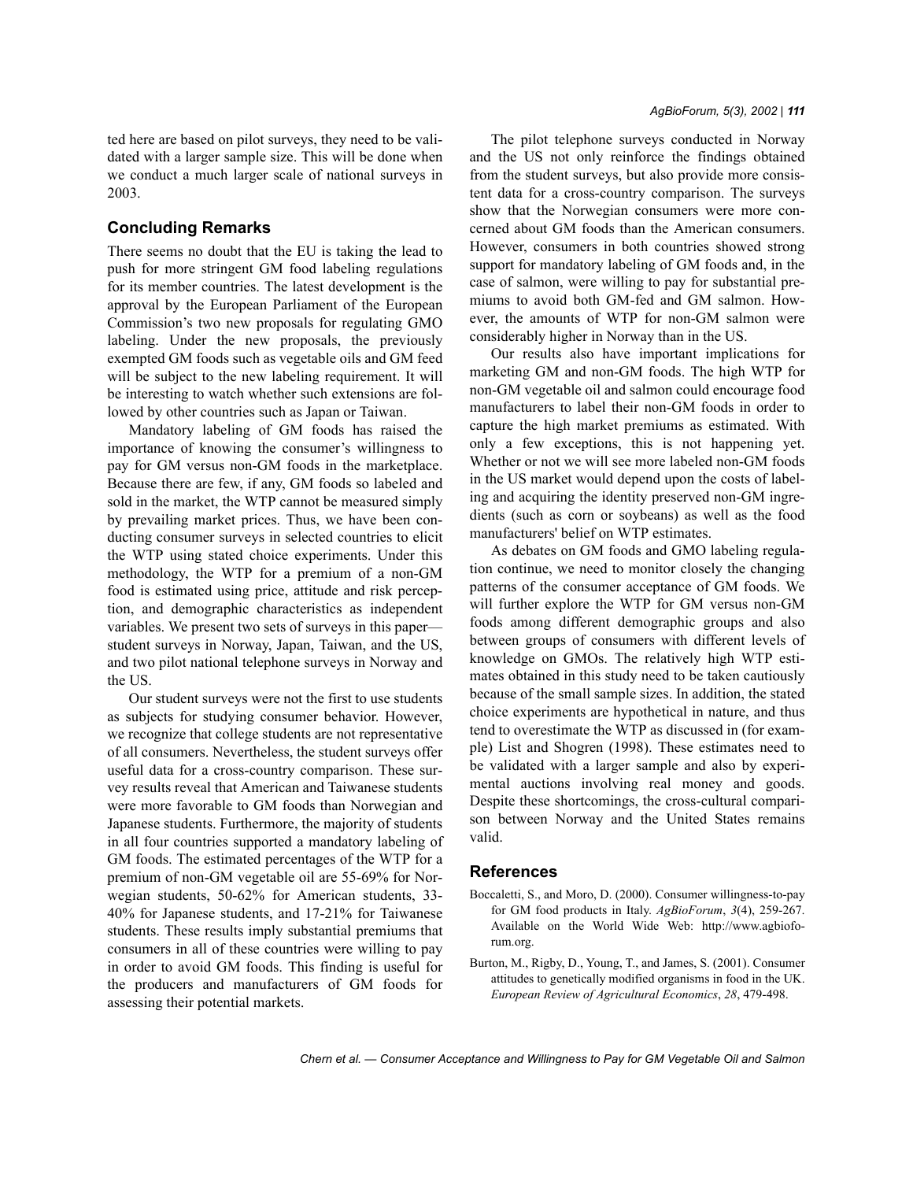ted here are based on pilot surveys, they need to be validated with a larger sample size. This will be done when we conduct a much larger scale of national surveys in 2003.

## Concluding Remarks

There seems no doubt that the EU is taking the lead to push for more stringent GM food labeling regulations for its member countries. The latest development is the approval by the European Parliament of the European Commission's two new proposals for regulating GMO labeling. Under the new proposals, the previously exempted GM foods such as vegetable oils and GM feed will be subject to the new labeling requirement. It will be interesting to watch whether such extensions are followed by other countries such as Japan or Taiwan.

Mandatory labeling of GM foods has raised the importance of knowing the consumer's willingness to pay for GM versus non-GM foods in the marketplace. Because there are few, if any, GM foods so labeled and sold in the market, the WTP cannot be measured simply by prevailing market prices. Thus, we have been conducting consumer surveys in selected countries to elicit the WTP using stated choice experiments. Under this methodology, the WTP for a premium of a non-GM food is estimated using price, attitude and risk perception, and demographic characteristics as independent variables. We present two sets of surveys in this paper—student surveys in Norway, Japan, Taiwan, and the US, and two pilot national telephone surveys in Norway and the US.

Our student surveys were not the first to use students as subjects for studying consumer behavior. However, we recognize that college students are not representative of all consumers. Nevertheless, the student surveys offer useful data for a cross-country comparison. These survey results reveal that American and Taiwanese students were more favorable to GM foods than Norwegian and Japanese students. Furthermore, the majority of students in all four countries supported a mandatory labeling of GM foods. The estimated percentages of the WTP for a premium of non-GM vegetable oil are 55-69% for Norwegian students, 50-62% for American students, 33-40% for Japanese students, and 17-21% for Taiwanese students. These results imply substantial premiums that consumers in all of these countries were willing to pay in order to avoid GM foods. This finding is useful for the producers and manufacturers of GM foods for assessing their potential markets.

The pilot telephone surveys conducted in Norway and the US not only reinforce the findings obtained from the student surveys, but also provide more consistent data for a cross-country comparison. The surveys show that the Norwegian consumers were more concerned about GM foods than the American consumers. However, consumers in both countries showed strong support for mandatory labeling of GM foods and, in the case of salmon, were willing to pay for substantial premiums to avoid both GM-fed and GM salmon. However, the amounts of WTP for non-GM salmon were considerably higher in Norway than in the US.

Our results also have important implications for marketing GM and non-GM foods. The high WTP for non-GM vegetable oil and salmon could encourage food manufacturers to label their non-GM foods in order to capture the high market premiums as estimated. With only a few exceptions, this is not happening yet. Whether or not we will see more labeled non-GM foods in the US market would depend upon the costs of labeling and acquiring the identity preserved non-GM ingredients (such as corn or soybeans) as well as the food manufacturers' belief on WTP estimates.

As debates on GM foods and GMO labeling regulation continue, we need to monitor closely the changing patterns of the consumer acceptance of GM foods. We will further explore the WTP for GM versus non-GM foods among different demographic groups and also between groups of consumers with different levels of knowledge on GMOs. The relatively high WTP estimates obtained in this study need to be taken cautiously because of the small sample sizes. In addition, the stated choice experiments are hypothetical in nature, and thus tend to overestimate the WTP as discussed in (for example) List and Shogren (1998). These estimates need to be validated with a larger sample and also by experimental auctions involving real money and goods. Despite these shortcomings, the cross-cultural comparison between Norway and the United States remains valid.

## References

Boccaletti, S., and Moro, D. (2000). Consumer willingness-to-pay for GM food products in Italy. *AgBioForum*, *3*(4), 259-267. Available on the World Wide Web: http://www.agbioforum.org.

Burton, M., Rigby, D., Young, T., and James, S. (2001). Consumer attitudes to genetically modified organisms in food in the UK. *European Review of Agricultural Economics*, *28*, 479-498.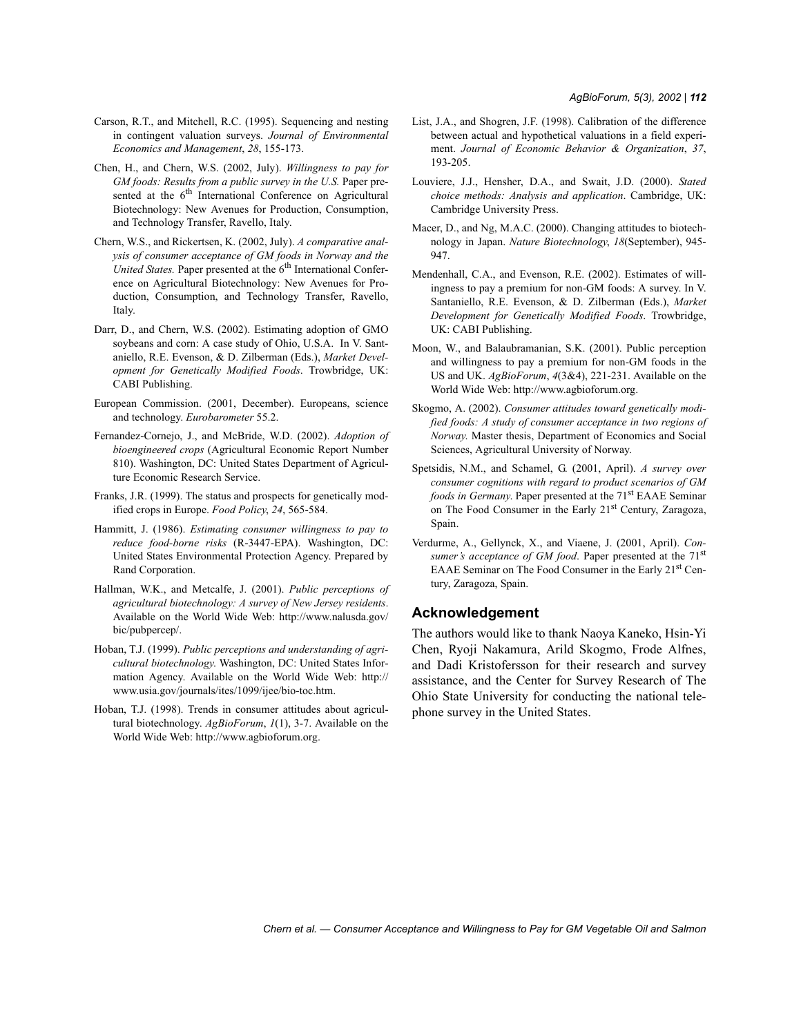Carson, R.T., and Mitchell, R.C. (1995). Sequencing and nesting in contingent valuation surveys. *Journal of Environmental Economics and Management*, *28*, 155-173.

Chen, H., and Chern, W.S. (2002, July). *Willingness to pay for GM foods: Results from a public survey in the U.S.* Paper presented at the 6th International Conference on Agricultural Biotechnology: New Avenues for Production, Consumption, and Technology Transfer, Ravello, Italy.

Chern, W.S., and Rickertsen, K. (2002, July). *A comparative analysis of consumer acceptance of GM foods in Norway and the United States.* Paper presented at the 6th International Conference on Agricultural Biotechnology: New Avenues for Production, Consumption, and Technology Transfer, Ravello, Italy.

Darr, D., and Chern, W.S. (2002). Estimating adoption of GMO soybeans and corn: A case study of Ohio, U.S.A. In V. Santaniello, R.E. Evenson, & D. Zilberman (Eds.), *Market Development for Genetically Modified Foods*. Trowbridge, UK: CABI Publishing.

European Commission. (2001, December). Europeans, science and technology. *Eurobarometer* 55.2.

Fernandez-Cornejo, J., and McBride, W.D. (2002). *Adoption of bioengineered crops* (Agricultural Economic Report Number 810). Washington, DC: United States Department of Agriculture Economic Research Service.

Franks, J.R. (1999). The status and prospects for genetically modified crops in Europe. *Food Policy*, *24*, 565-584.

Hammitt, J. (1986). *Estimating consumer willingness to pay to reduce food-borne risks* (R-3447-EPA). Washington, DC: United States Environmental Protection Agency. Prepared by Rand Corporation.

Hallman, W.K., and Metcalfe, J. (2001). *Public perceptions of agricultural biotechnology: A survey of New Jersey residents*. Available on the World Wide Web: http://www.nalusda.gov/bic/pubpercep/.

Hoban, T.J. (1999). *Public perceptions and understanding of agricultural biotechnology.* Washington, DC: United States Information Agency. Available on the World Wide Web: http://www.usia.gov/journals/ites/1099/ijee/bio-toc.htm.

Hoban, T.J. (1998). Trends in consumer attitudes about agricultural biotechnology. *AgBioForum*, *1*(1), 3-7. Available on the World Wide Web: http://www.agbioforum.org.

List, J.A., and Shogren, J.F. (1998). Calibration of the difference between actual and hypothetical valuations in a field experiment. *Journal of Economic Behavior & Organization*, *37*, 193-205.

Louviere, J.J., Hensher, D.A., and Swait, J.D. (2000). *Stated choice methods: Analysis and application*. Cambridge, UK: Cambridge University Press.

Macer, D., and Ng, M.A.C. (2000). Changing attitudes to biotechnology in Japan. *Nature Biotechnology*, *18*(September), 945-947.

Mendenhall, C.A., and Evenson, R.E. (2002). Estimates of willingness to pay a premium for non-GM foods: A survey. In V. Santaniello, R.E. Evenson, & D. Zilberman (Eds.), *Market Development for Genetically Modified Foods*. Trowbridge, UK: CABI Publishing.

Moon, W., and Balaubramanian, S.K. (2001). Public perception and willingness to pay a premium for non-GM foods in the US and UK. *AgBioForum*, *4*(3&4), 221-231. Available on the World Wide Web: http://www.agbioforum.org.

Skogmo, A. (2002). *Consumer attitudes toward genetically modified foods: A study of consumer acceptance in two regions of Norway.* Master thesis, Department of Economics and Social Sciences, Agricultural University of Norway.

Spetsidis, N.M., and Schamel, G. (2001, April). *A survey over consumer cognitions with regard to product scenarios of GM foods in Germany*. Paper presented at the 71st EAAE Seminar on The Food Consumer in the Early 21st Century, Zaragoza, Spain.

Verdurme, A., Gellynck, X., and Viaene, J. (2001, April). *Consumer's acceptance of GM food*. Paper presented at the 71st EAAE Seminar on The Food Consumer in the Early 21st Century, Zaragoza, Spain.

## Acknowledgement

The authors would like to thank Naoya Kaneko, Hsin-Yi Chen, Ryoji Nakamura, Arild Skogmo, Frode Alfnes, and Dadi Kristofersson for their research and survey assistance, and the Center for Survey Research of The Ohio State University for conducting the national telephone survey in the United States.